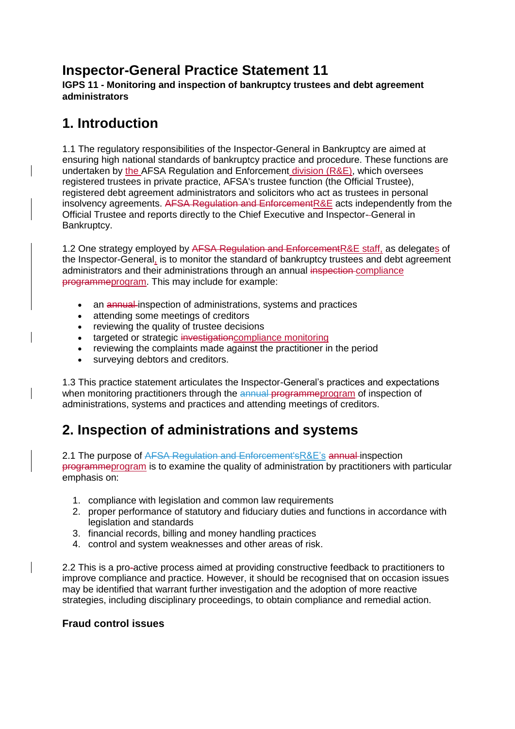# Inspector-General Practice Statement 11

**IGPS 11 - Monitoring and inspection of bankruptcy trustees and debt agreement administrators**

## 1. Introduction

1.1 The regulatory responsibilities of the Inspector-General in Bankruptcy are aimed at ensuring high national standards of bankruptcy practice and procedure. These functions are undertaken by the AFSA Regulation and Enforcement division (R&E), which oversees registered trustees in private practice, AFSA's trustee function (the Official Trustee), registered debt agreement administrators and solicitors who act as trustees in personal insolvency agreements. ~~AFSA Regulation and Enforcement~~R&E acts independently from the Official Trustee and reports directly to the Chief Executive and Inspector-General in Bankruptcy.

1.2 One strategy employed by ~~AFSA Regulation and Enforcement~~R&E staff, as delegates of the Inspector-General, is to monitor the standard of bankruptcy trustees and debt agreement administrators and their administrations through an annual ~~inspection~~ compliance ~~programme~~program. This may include for example:

- an ~~annual~~ inspection of administrations, systems and practices
- attending some meetings of creditors
- reviewing the quality of trustee decisions
- targeted or strategic ~~investigation~~compliance monitoring
- reviewing the complaints made against the practitioner in the period
- surveying debtors and creditors.

1.3 This practice statement articulates the Inspector-General's practices and expectations when monitoring practitioners through the ~~annual~~ ~~programme~~program of inspection of administrations, systems and practices and attending meetings of creditors.

## 2. Inspection of administrations and systems

2.1 The purpose of ~~AFSA Regulation and Enforcement's~~R&E's ~~annual~~ inspection ~~programme~~program is to examine the quality of administration by practitioners with particular emphasis on:

1. compliance with legislation and common law requirements
2. proper performance of statutory and fiduciary duties and functions in accordance with legislation and standards
3. financial records, billing and money handling practices
4. control and system weaknesses and other areas of risk.

2.2 This is a pro-active process aimed at providing constructive feedback to practitioners to improve compliance and practice. However, it should be recognised that on occasion issues may be identified that warrant further investigation and the adoption of more reactive strategies, including disciplinary proceedings, to obtain compliance and remedial action.

### Fraud control issues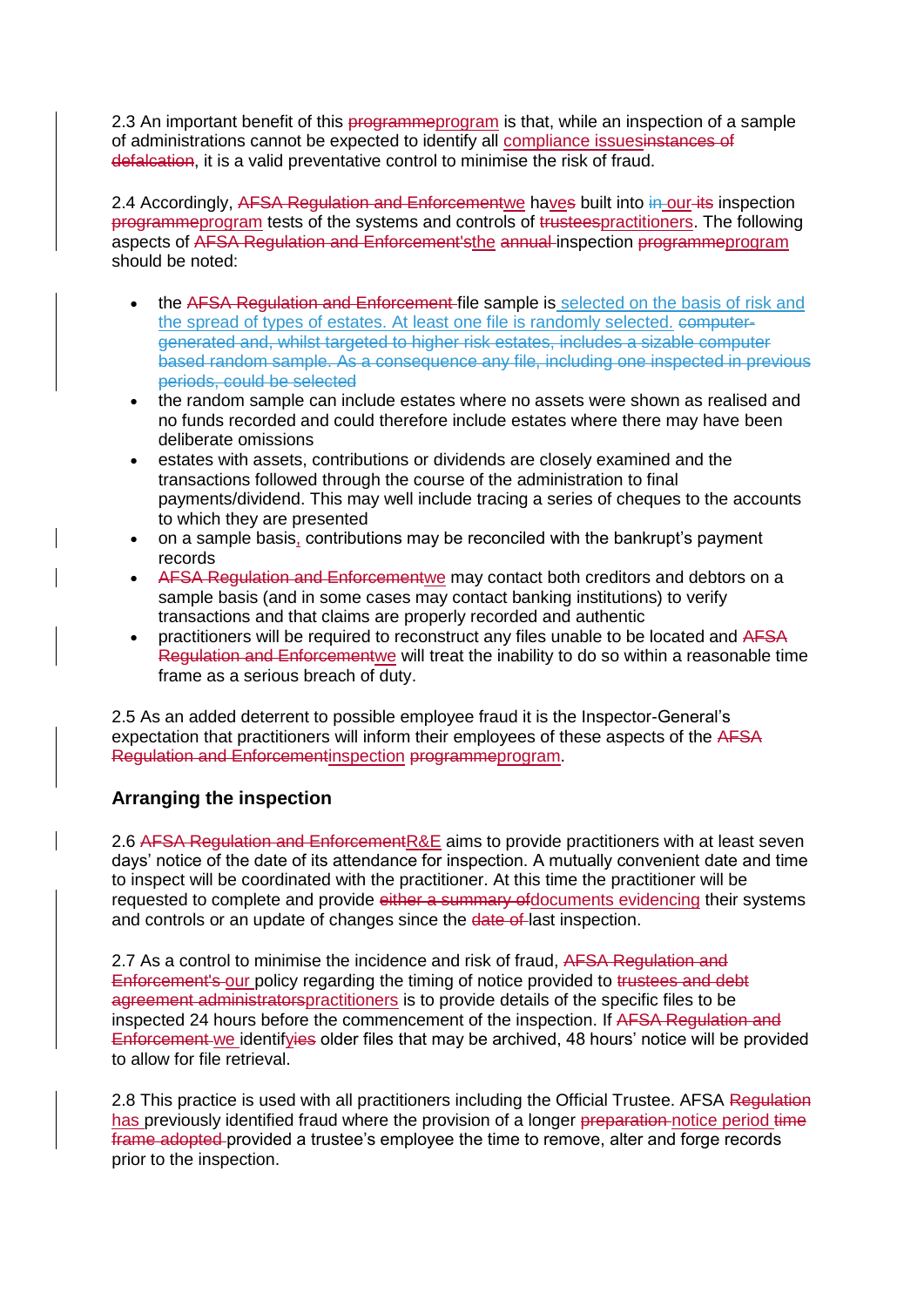2.3 An important benefit of this ~~programme~~program is that, while an inspection of a sample of administrations cannot be expected to identify all compliance issues~~instances of defalcation~~, it is a valid preventative control to minimise the risk of fraud.

2.4 Accordingly, ~~AFSA Regulation and Enforcement~~we have~~s~~ built into ~~in~~ our ~~its~~ inspection ~~programme~~program tests of the systems and controls of ~~trustees~~practitioners. The following aspects of ~~AFSA Regulation and Enforcement's~~the ~~annual~~ inspection ~~programme~~program should be noted:

- the ~~AFSA Regulation and Enforcement~~ file sample is selected on the basis of risk and the spread of types of estates. At least one file is randomly selected. ~~computer-generated and, whilst targeted to higher risk estates, includes a sizable computer based random sample. As a consequence any file, including one inspected in previous periods, could be selected~~
- the random sample can include estates where no assets were shown as realised and no funds recorded and could therefore include estates where there may have been deliberate omissions
- estates with assets, contributions or dividends are closely examined and the transactions followed through the course of the administration to final payments/dividend. This may well include tracing a series of cheques to the accounts to which they are presented
- on a sample basis, contributions may be reconciled with the bankrupt's payment records
- ~~AFSA Regulation and Enforcement~~we may contact both creditors and debtors on a sample basis (and in some cases may contact banking institutions) to verify transactions and that claims are properly recorded and authentic
- practitioners will be required to reconstruct any files unable to be located and ~~AFSA Regulation and Enforcement~~we will treat the inability to do so within a reasonable time frame as a serious breach of duty.

2.5 As an added deterrent to possible employee fraud it is the Inspector-General's expectation that practitioners will inform their employees of these aspects of the ~~AFSA Regulation and Enforcement~~inspection ~~programme~~program.

### Arranging the inspection

2.6 ~~AFSA Regulation and Enforcement~~R&E aims to provide practitioners with at least seven days' notice of the date of its attendance for inspection. A mutually convenient date and time to inspect will be coordinated with the practitioner. At this time the practitioner will be requested to complete and provide ~~either a summary of~~documents evidencing their systems and controls or an update of changes since the ~~date of~~ last inspection.

2.7 As a control to minimise the incidence and risk of fraud, ~~AFSA Regulation and Enforcement's~~ our policy regarding the timing of notice provided to ~~trustees and debt agreement administrators~~practitioners is to provide details of the specific files to be inspected 24 hours before the commencement of the inspection. If ~~AFSA Regulation and Enforcement~~ we identify~~ies~~ older files that may be archived, 48 hours' notice will be provided to allow for file retrieval.

2.8 This practice is used with all practitioners including the Official Trustee. AFSA ~~Regulation~~ has previously identified fraud where the provision of a longer ~~preparation~~ notice period ~~time frame adopted~~ provided a trustee's employee the time to remove, alter and forge records prior to the inspection.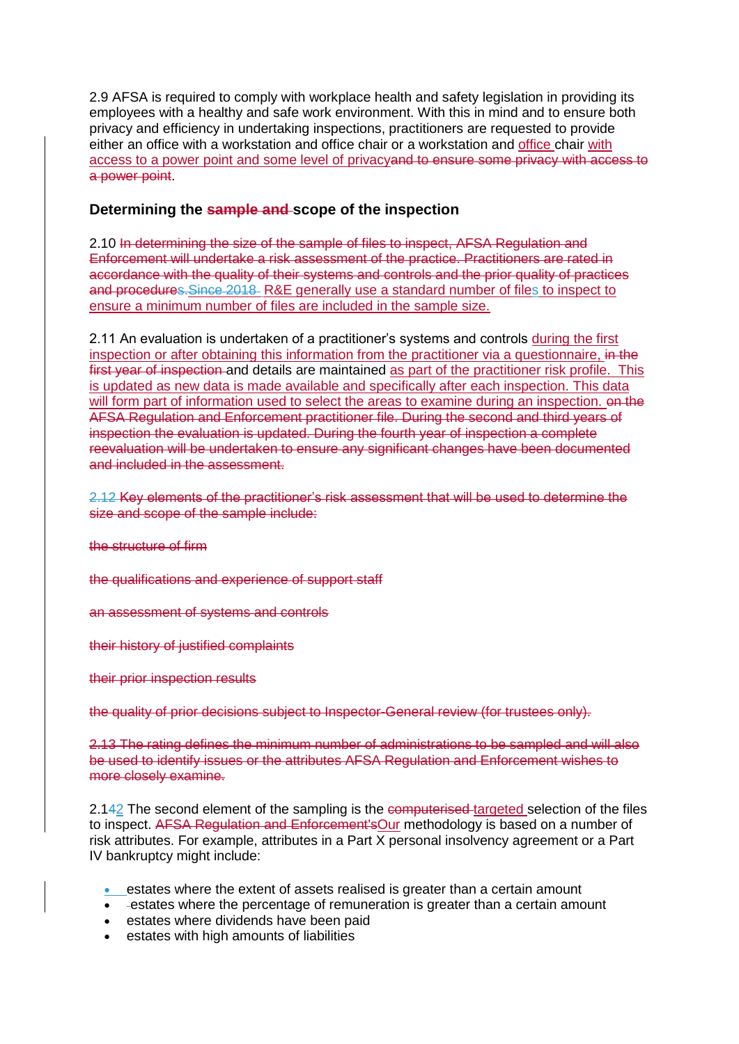2.9 AFSA is required to comply with workplace health and safety legislation in providing its employees with a healthy and safe work environment. With this in mind and to ensure both privacy and efficiency in undertaking inspections, practitioners are requested to provide either an office with a workstation and office chair or a workstation and office chair with access to a power point and some level of privacy~~and to ensure some privacy with access to a power point~~.

### Determining the ~~sample and~~ scope of the inspection

2.10 ~~In determining the size of the sample of files to inspect, AFSA Regulation and Enforcement will undertake a risk assessment of the practice. Practitioners are rated in accordance with the quality of their systems and controls and the prior quality of practices and procedures.Since 2018~~ R&E generally use a standard number of files to inspect to ensure a minimum number of files are included in the sample size.

2.11 An evaluation is undertaken of a practitioner's systems and controls during the first inspection or after obtaining this information from the practitioner via a questionnaire, ~~in the first year of inspection~~ and details are maintained as part of the practitioner risk profile. This is updated as new data is made available and specifically after each inspection. This data will form part of information used to select the areas to examine during an inspection. ~~on the AFSA Regulation and Enforcement practitioner file. During the second and third years of inspection the evaluation is updated. During the fourth year of inspection a complete reevaluation will be undertaken to ensure any significant changes have been documented and included in the assessment.~~

~~2.12 Key elements of the practitioner's risk assessment that will be used to determine the size and scope of the sample include:~~

~~the structure of firm~~

~~the qualifications and experience of support staff~~

~~an assessment of systems and controls~~

~~their history of justified complaints~~

~~their prior inspection results~~

~~the quality of prior decisions subject to Inspector-General review (for trustees only).~~

~~2.13 The rating defines the minimum number of administrations to be sampled and will also be used to identify issues or the attributes AFSA Regulation and Enforcement wishes to more closely examine.~~

2.1~~4~~2 The second element of the sampling is the ~~computerised~~ targeted selection of the files to inspect. ~~AFSA Regulation and Enforcement's~~Our methodology is based on a number of risk attributes. For example, attributes in a Part X personal insolvency agreement or a Part IV bankruptcy might include:

- estates where the extent of assets realised is greater than a certain amount
- estates where the percentage of remuneration is greater than a certain amount
- estates where dividends have been paid
- estates with high amounts of liabilities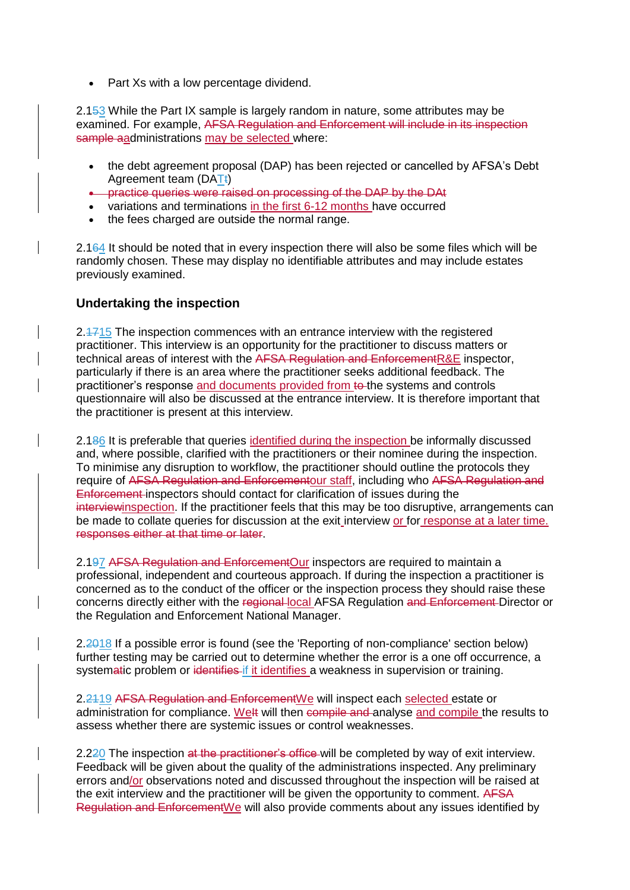- Part Xs with a low percentage dividend.

2.1~~5~~3 While the Part IX sample is largely random in nature, some attributes may be examined. For example, ~~AFSA Regulation and Enforcement will include in its inspection sample a~~administrations may be selected where:

- the debt agreement proposal (DAP) has been rejected or cancelled by AFSA's Debt Agreement team (DAT~~t~~)
- ~~practice queries were raised on processing of the DAP by the DAt~~
- variations and terminations in the first 6-12 months have occurred
- the fees charged are outside the normal range.

2.1~~6~~4 It should be noted that in every inspection there will also be some files which will be randomly chosen. These may display no identifiable attributes and may include estates previously examined.

## Undertaking the inspection

2.~~17~~15 The inspection commences with an entrance interview with the registered practitioner. This interview is an opportunity for the practitioner to discuss matters or technical areas of interest with the ~~AFSA Regulation and Enforcement~~R&E inspector, particularly if there is an area where the practitioner seeks additional feedback. The practitioner's response and documents provided from ~~to~~ the systems and controls questionnaire will also be discussed at the entrance interview. It is therefore important that the practitioner is present at this interview.

2.1~~8~~6 It is preferable that queries identified during the inspection be informally discussed and, where possible, clarified with the practitioners or their nominee during the inspection. To minimise any disruption to workflow, the practitioner should outline the protocols they require of ~~AFSA Regulation and Enforcement~~our staff, including who ~~AFSA Regulation and Enforcement~~ inspectors should contact for clarification of issues during the ~~interview~~inspection. If the practitioner feels that this may be too disruptive, arrangements can be made to collate queries for discussion at the exit interview or for response at a later time. ~~responses either at that time or later~~.

2.1~~9~~7 ~~AFSA Regulation and Enforcement~~Our inspectors are required to maintain a professional, independent and courteous approach. If during the inspection a practitioner is concerned as to the conduct of the officer or the inspection process they should raise these concerns directly either with the ~~regional~~ local AFSA Regulation ~~and Enforcement~~ Director or the Regulation and Enforcement National Manager.

2.~~20~~18 If a possible error is found (see the 'Reporting of non-compliance' section below) further testing may be carried out to determine whether the error is a one off occurrence, a systemat~~at~~ic problem or ~~identifies~~ if it identifies a weakness in supervision or training.

2.~~21~~19 ~~AFSA Regulation and Enforcement~~We will inspect each selected estate or administration for compliance. We~~It~~ will then ~~compile and~~ analyse and compile the results to assess whether there are systemic issues or control weaknesses.

2.2~~2~~0 The inspection ~~at the practitioner's office~~ will be completed by way of exit interview. Feedback will be given about the quality of the administrations inspected. Any preliminary errors and/or observations noted and discussed throughout the inspection will be raised at the exit interview and the practitioner will be given the opportunity to comment. ~~AFSA Regulation and Enforcement~~We will also provide comments about any issues identified by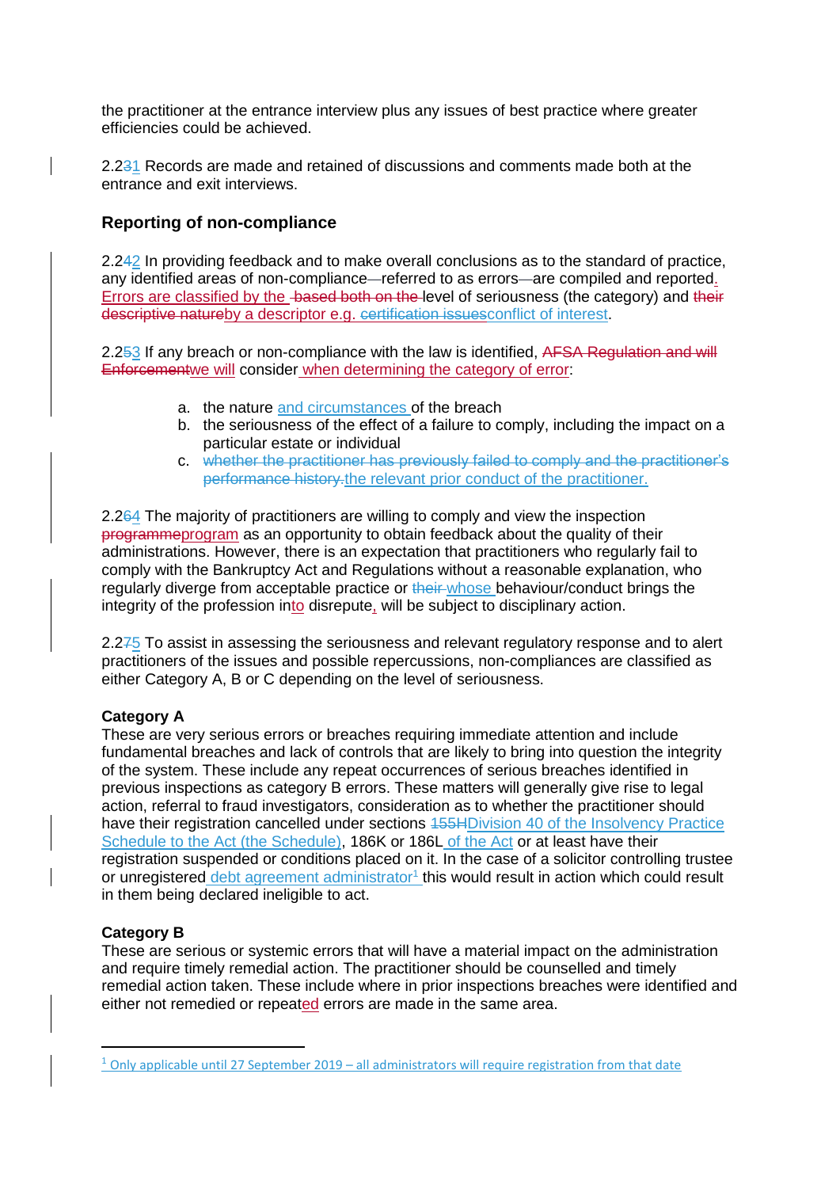the practitioner at the entrance interview plus any issues of best practice where greater efficiencies could be achieved.

2.2~~3~~1 Records are made and retained of discussions and comments made both at the entrance and exit interviews.

## Reporting of non-compliance

2.2~~4~~2 In providing feedback and to make overall conclusions as to the standard of practice, any identified areas of non-compliance—referred to as errors—are compiled and reported. Errors are classified by the ~~based both on the~~ level of seriousness (the category) and ~~their descriptive nature~~by a descriptor e.g. ~~certification issues~~conflict of interest.

2.2~~5~~3 If any breach or non-compliance with the law is identified, ~~AFSA Regulation and will Enforcement~~we will consider when determining the category of error:

a. the nature and circumstances of the breach
b. the seriousness of the effect of a failure to comply, including the impact on a particular estate or individual
c. ~~whether the practitioner has previously failed to comply and the practitioner's performance history.~~the relevant prior conduct of the practitioner.

2.2~~6~~4 The majority of practitioners are willing to comply and view the inspection ~~programme~~program as an opportunity to obtain feedback about the quality of their administrations. However, there is an expectation that practitioners who regularly fail to comply with the Bankruptcy Act and Regulations without a reasonable explanation, who regularly diverge from acceptable practice or ~~their~~ whose behaviour/conduct brings the integrity of the profession into disrepute, will be subject to disciplinary action.

2.2~~7~~5 To assist in assessing the seriousness and relevant regulatory response and to alert practitioners of the issues and possible repercussions, non-compliances are classified as either Category A, B or C depending on the level of seriousness.

**Category A**
These are very serious errors or breaches requiring immediate attention and include fundamental breaches and lack of controls that are likely to bring into question the integrity of the system. These include any repeat occurrences of serious breaches identified in previous inspections as category B errors. These matters will generally give rise to legal action, referral to fraud investigators, consideration as to whether the practitioner should have their registration cancelled under sections ~~155H~~Division 40 of the Insolvency Practice Schedule to the Act (the Schedule), 186K or 186L of the Act or at least have their registration suspended or conditions placed on it. In the case of a solicitor controlling trustee or unregistered debt agreement administrator[1] this would result in action which could result in them being declared ineligible to act.

**Category B**
These are serious or systemic errors that will have a material impact on the administration and require timely remedial action. The practitioner should be counselled and timely remedial action taken. These include where in prior inspections breaches were identified and either not remedied or repeated errors are made in the same area.

[1] Only applicable until 27 September 2019 – all administrators will require registration from that date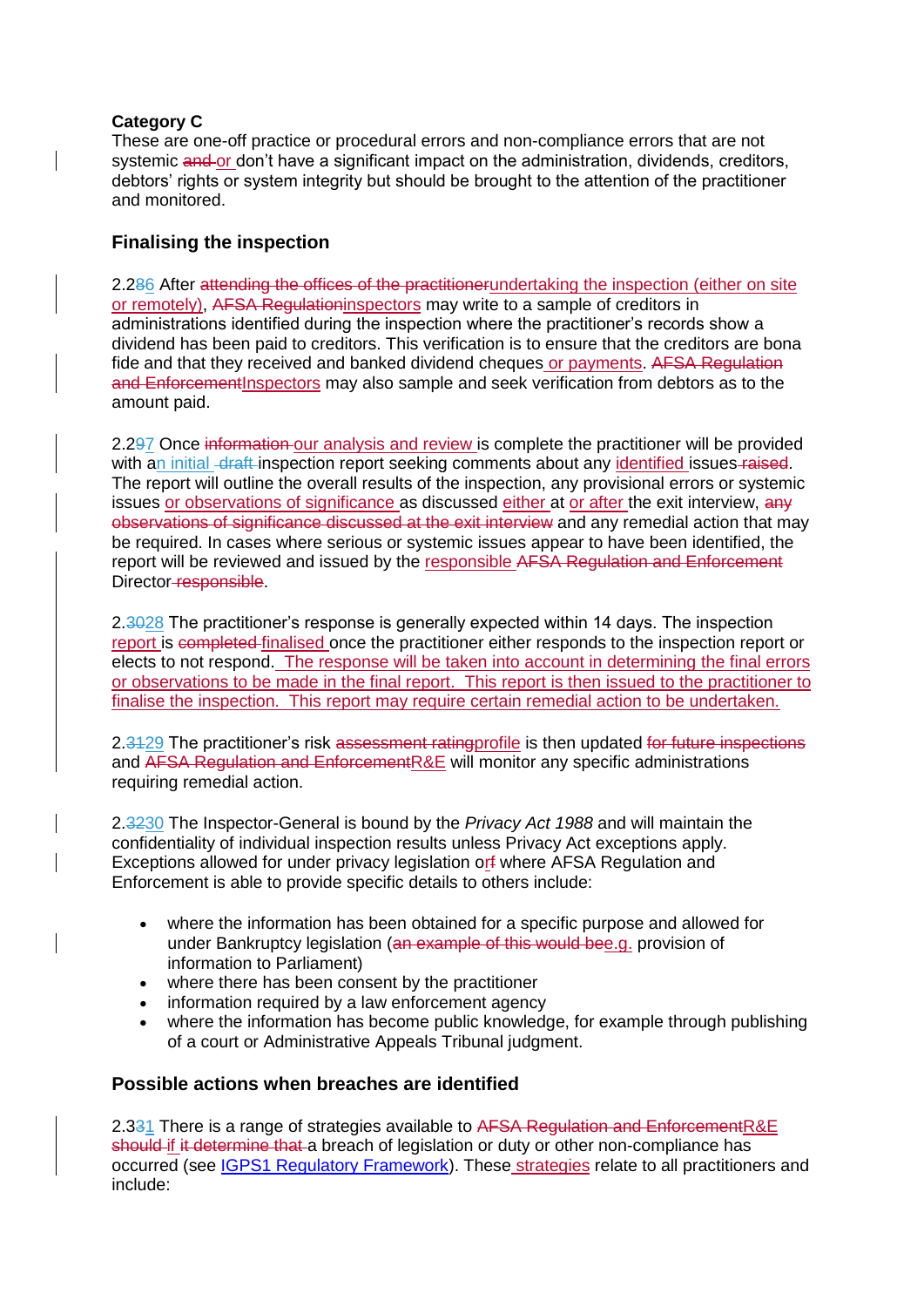**Category C**
These are one-off practice or procedural errors and non-compliance errors that are not systemic ~~and~~ or don't have a significant impact on the administration, dividends, creditors, debtors' rights or system integrity but should be brought to the attention of the practitioner and monitored.

## Finalising the inspection

2.2~~8~~6 After ~~attending the offices of the practitioner~~undertaking the inspection (either on site or remotely), ~~AFSA Regulation~~inspectors may write to a sample of creditors in administrations identified during the inspection where the practitioner's records show a dividend has been paid to creditors. This verification is to ensure that the creditors are bona fide and that they received and banked dividend cheques or payments. ~~AFSA Regulation and Enforcement~~Inspectors may also sample and seek verification from debtors as to the amount paid.

2.2~~9~~7 Once ~~information~~ our analysis and review is complete the practitioner will be provided with an initial ~~draft~~ inspection report seeking comments about any identified issues ~~raised~~. The report will outline the overall results of the inspection, any provisional errors or systemic issues or observations of significance as discussed either at or after the exit interview, ~~any observations of significance discussed at the exit interview~~ and any remedial action that may be required. In cases where serious or systemic issues appear to have been identified, the report will be reviewed and issued by the responsible ~~AFSA Regulation and Enforcement~~ Director ~~responsible~~.

2.~~30~~28 The practitioner's response is generally expected within 14 days. The inspection report is ~~completed~~ finalised once the practitioner either responds to the inspection report or elects to not respond. The response will be taken into account in determining the final errors or observations to be made in the final report. This report is then issued to the practitioner to finalise the inspection. This report may require certain remedial action to be undertaken.

2.~~31~~29 The practitioner's risk ~~assessment rating~~profile is then updated ~~for future inspections~~ and ~~AFSA Regulation and Enforcement~~R&E will monitor any specific administrations requiring remedial action.

2.~~32~~30 The Inspector-General is bound by the *Privacy Act 1988* and will maintain the confidentiality of individual inspection results unless Privacy Act exceptions apply. Exceptions allowed for under privacy legislation or~~f~~ where AFSA Regulation and Enforcement is able to provide specific details to others include:

- where the information has been obtained for a specific purpose and allowed for under Bankruptcy legislation (~~an example of this would be~~e.g. provision of information to Parliament)
- where there has been consent by the practitioner
- information required by a law enforcement agency
- where the information has become public knowledge, for example through publishing of a court or Administrative Appeals Tribunal judgment.

## Possible actions when breaches are identified

2.3~~3~~1 There is a range of strategies available to ~~AFSA Regulation and Enforcement~~R&E ~~should~~ if ~~it determine that~~ a breach of legislation or duty or other non-compliance has occurred (see IGPS1 Regulatory Framework). These strategies relate to all practitioners and include: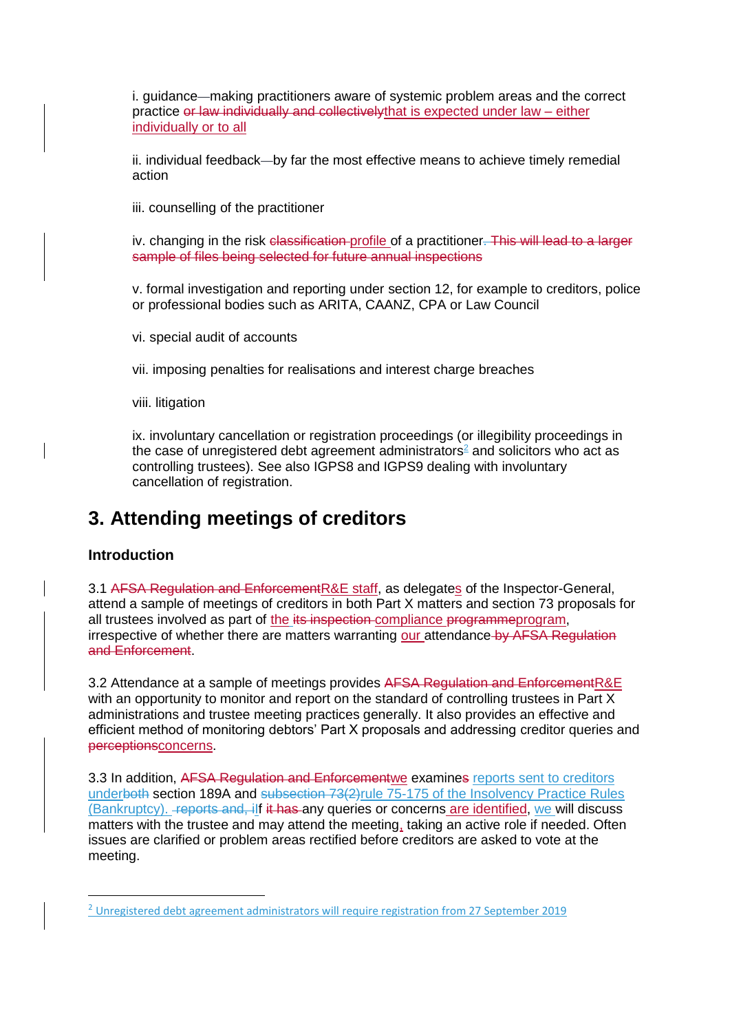i. guidance—making practitioners aware of systemic problem areas and the correct practice ~~or law individually and collectively~~that is expected under law – either individually or to all

ii. individual feedback—by far the most effective means to achieve timely remedial action

iii. counselling of the practitioner

iv. changing in the risk ~~classification~~ profile of a practitioner~~. This will lead to a larger sample of files being selected for future annual inspections~~

v. formal investigation and reporting under section 12, for example to creditors, police or professional bodies such as ARITA, CAANZ, CPA or Law Council

vi. special audit of accounts

vii. imposing penalties for realisations and interest charge breaches

viii. litigation

ix. involuntary cancellation or registration proceedings (or illegibility proceedings in the case of unregistered debt agreement administrators[2] and solicitors who act as controlling trustees). See also IGPS8 and IGPS9 dealing with involuntary cancellation of registration.

## 3. Attending meetings of creditors

### Introduction

3.1 ~~AFSA Regulation and Enforcement~~R&E staff, as delegates of the Inspector-General, attend a sample of meetings of creditors in both Part X matters and section 73 proposals for all trustees involved as part of the ~~its inspection~~ compliance ~~programme~~program, irrespective of whether there are matters warranting our attendance ~~by AFSA Regulation and Enforcement~~.

3.2 Attendance at a sample of meetings provides ~~AFSA Regulation and Enforcement~~R&E with an opportunity to monitor and report on the standard of controlling trustees in Part X administrations and trustee meeting practices generally. It also provides an effective and efficient method of monitoring debtors' Part X proposals and addressing creditor queries and ~~perceptions~~concerns.

3.3 In addition, ~~AFSA Regulation and Enforcement~~we examine~~s~~ reports sent to creditors under~~both~~ section 189A and ~~subsection 73(2)~~rule 75-175 of the Insolvency Practice Rules (Bankruptcy). ~~reports and, i~~If ~~it has~~ any queries or concerns are identified, we will discuss matters with the trustee and may attend the meeting, taking an active role if needed. Often issues are clarified or problem areas rectified before creditors are asked to vote at the meeting.

---

[2] Unregistered debt agreement administrators will require registration from 27 September 2019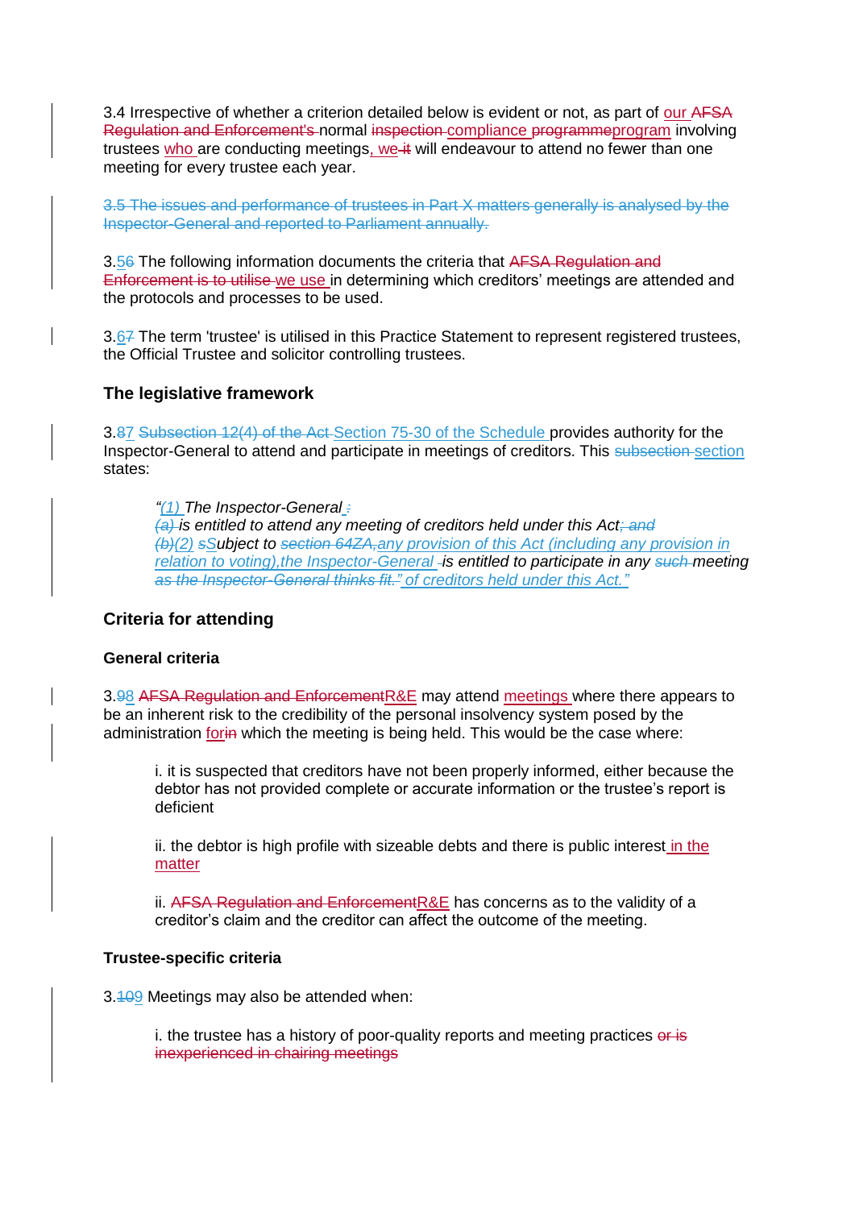3.4 Irrespective of whether a criterion detailed below is evident or not, as part of our ~~AFSA Regulation and Enforcement's~~ normal ~~inspection~~ compliance ~~programme~~program involving trustees who are conducting meetings, we ~~it~~ will endeavour to attend no fewer than one meeting for every trustee each year.

~~3.5 The issues and performance of trustees in Part X matters generally is analysed by the Inspector-General and reported to Parliament annually.~~

3.5~~6~~ The following information documents the criteria that ~~AFSA Regulation and Enforcement is to utilise~~ we use in determining which creditors' meetings are attended and the protocols and processes to be used.

3.6~~7~~ The term 'trustee' is utilised in this Practice Statement to represent registered trustees, the Official Trustee and solicitor controlling trustees.

## The legislative framework

3.8~~7~~ ~~Subsection 12(4) of the Act~~ Section 75-30 of the Schedule provides authority for the Inspector-General to attend and participate in meetings of creditors. This ~~subsection~~ section states:

> *"(1) The Inspector-General ~~:~~*
> *~~(a)~~ is entitled to attend any meeting of creditors held under this Act~~; and~~*
> *~~(b)~~(2) ~~s~~Subject to ~~section 64ZA,~~any provision of this Act (including any provision in relation to voting),the Inspector-General is entitled to participate in any ~~such~~ meeting ~~as the Inspector-General thinks fit."~~ of creditors held under this Act."*

## Criteria for attending

### General criteria

3.9~~8~~ ~~AFSA Regulation and Enforcement~~R&E may attend meetings where there appears to be an inherent risk to the credibility of the personal insolvency system posed by the administration for~~in~~ which the meeting is being held. This would be the case where:

> i. it is suspected that creditors have not been properly informed, either because the debtor has not provided complete or accurate information or the trustee's report is deficient
>
> ii. the debtor is high profile with sizeable debts and there is public interest in the matter
>
> ii. ~~AFSA Regulation and Enforcement~~R&E has concerns as to the validity of a creditor's claim and the creditor can affect the outcome of the meeting.

### Trustee-specific criteria

3.~~10~~9 Meetings may also be attended when:

> i. the trustee has a history of poor-quality reports and meeting practices ~~or is inexperienced in chairing meetings~~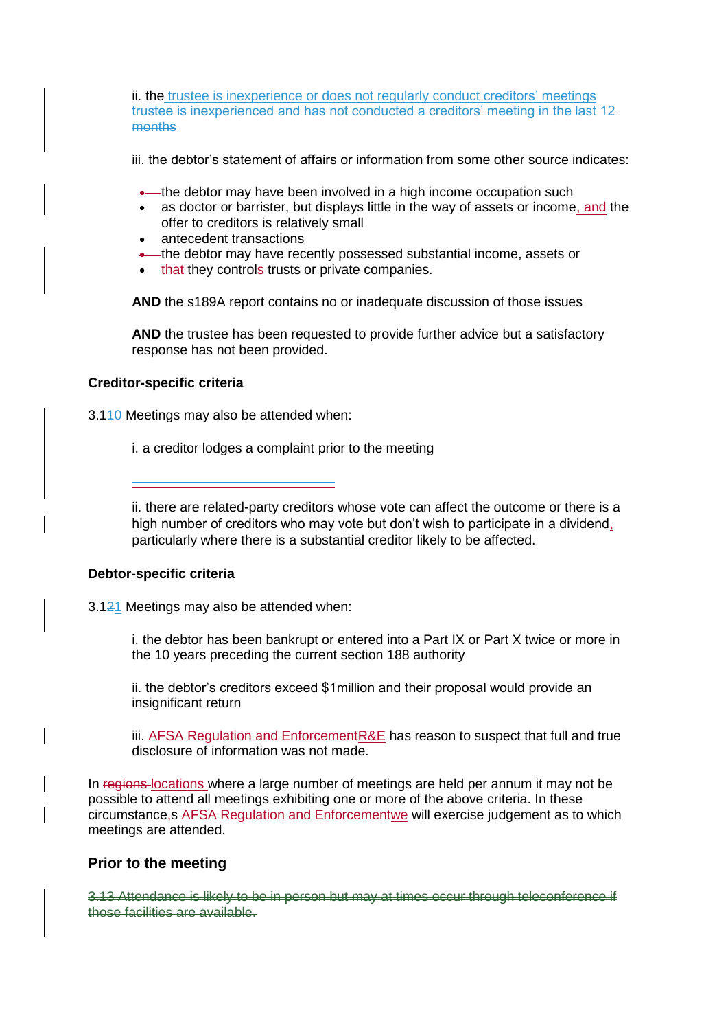ii. the trustee is inexperience or does not regularly conduct creditors' meetings ~~trustee is inexperienced and has not conducted a creditors' meeting in the last 12 months~~

iii. the debtor's statement of affairs or information from some other source indicates:

- the debtor may have been involved in a high income occupation such
- as doctor or barrister, but displays little in the way of assets or income, and the offer to creditors is relatively small
- antecedent transactions
- the debtor may have recently possessed substantial income, assets or
- ~~that~~ they control~~s~~ trusts or private companies.

**AND** the s189A report contains no or inadequate discussion of those issues

**AND** the trustee has been requested to provide further advice but a satisfactory response has not been provided.

### Creditor-specific criteria

3.1~~1~~0 Meetings may also be attended when:

i. a creditor lodges a complaint prior to the meeting

ii. there are related-party creditors whose vote can affect the outcome or there is a high number of creditors who may vote but don't wish to participate in a dividend, particularly where there is a substantial creditor likely to be affected.

### Debtor-specific criteria

3.1~~2~~1 Meetings may also be attended when:

i. the debtor has been bankrupt or entered into a Part IX or Part X twice or more in the 10 years preceding the current section 188 authority

ii. the debtor's creditors exceed $1million and their proposal would provide an insignificant return

iii. ~~AFSA Regulation and Enforcement~~R&E has reason to suspect that full and true disclosure of information was not made.

In ~~regions~~ locations where a large number of meetings are held per annum it may not be possible to attend all meetings exhibiting one or more of the above criteria. In these circumstance~~,~~s ~~AFSA Regulation and Enforcement~~we will exercise judgement as to which meetings are attended.

## Prior to the meeting

~~3.13 Attendance is likely to be in person but may at times occur through teleconference if those facilities are available.~~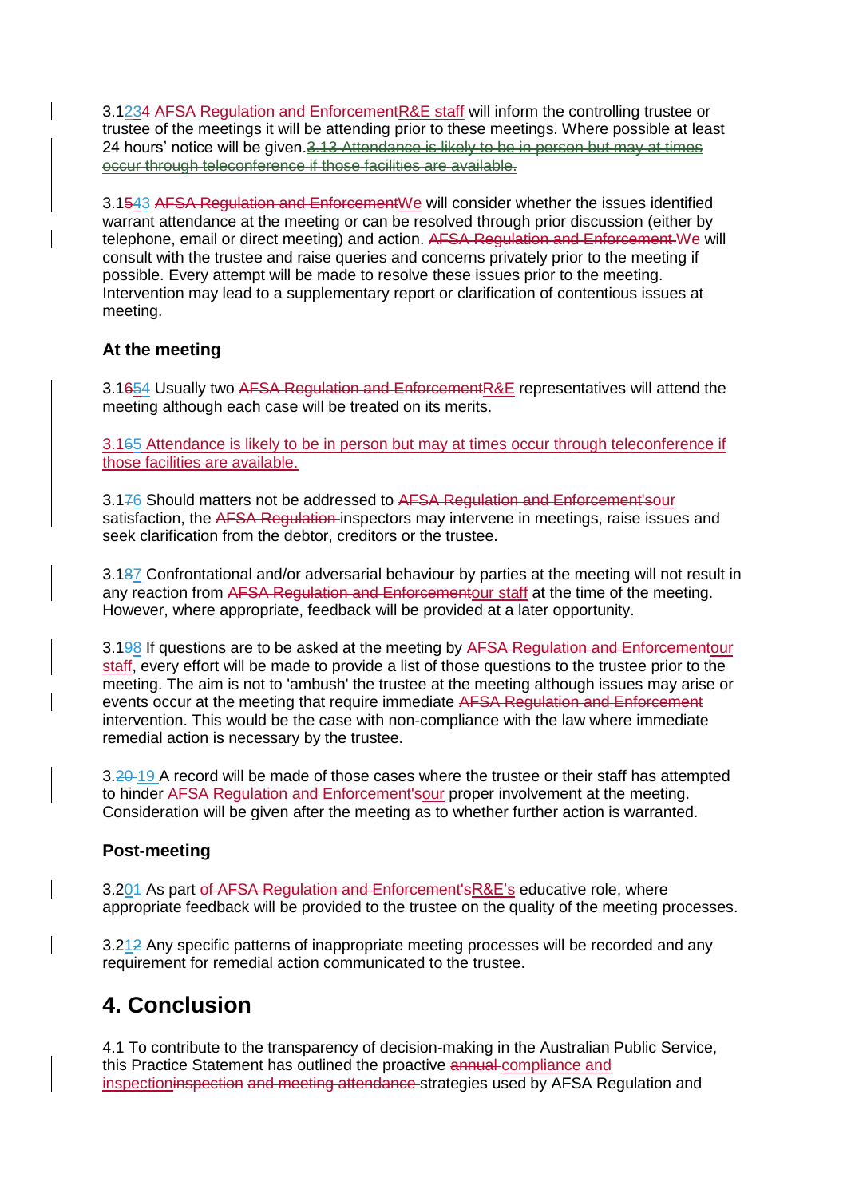3.123~~4~~ ~~AFSA Regulation and Enforcement~~R&E staff will inform the controlling trustee or trustee of the meetings it will be attending prior to these meetings. Where possible at least 24 hours' notice will be given.~~3.13 Attendance is likely to be in person but may at times occur through teleconference if those facilities are available.~~

3.1~~54~~3 ~~AFSA Regulation and Enforcement~~We will consider whether the issues identified warrant attendance at the meeting or can be resolved through prior discussion (either by telephone, email or direct meeting) and action. ~~AFSA Regulation and Enforcement~~ We will consult with the trustee and raise queries and concerns privately prior to the meeting if possible. Every attempt will be made to resolve these issues prior to the meeting. Intervention may lead to a supplementary report or clarification of contentious issues at meeting.

### At the meeting

3.1~~65~~4 Usually two ~~AFSA Regulation and Enforcement~~R&E representatives will attend the meeting although each case will be treated on its merits.

3.1~~6~~5 Attendance is likely to be in person but may at times occur through teleconference if those facilities are available.

3.1~~7~~6 Should matters not be addressed to ~~AFSA Regulation and Enforcement's~~our satisfaction, the ~~AFSA Regulation~~ inspectors may intervene in meetings, raise issues and seek clarification from the debtor, creditors or the trustee.

3.1~~8~~7 Confrontational and/or adversarial behaviour by parties at the meeting will not result in any reaction from ~~AFSA Regulation and Enforcement~~our staff at the time of the meeting. However, where appropriate, feedback will be provided at a later opportunity.

3.1~~9~~8 If questions are to be asked at the meeting by ~~AFSA Regulation and Enforcement~~our staff, every effort will be made to provide a list of those questions to the trustee prior to the meeting. The aim is not to 'ambush' the trustee at the meeting although issues may arise or events occur at the meeting that require immediate ~~AFSA Regulation and Enforcement~~ intervention. This would be the case with non-compliance with the law where immediate remedial action is necessary by the trustee.

3.~~20~~ 19 A record will be made of those cases where the trustee or their staff has attempted to hinder ~~AFSA Regulation and Enforcement's~~our proper involvement at the meeting. Consideration will be given after the meeting as to whether further action is warranted.

### Post-meeting

3.20~~1~~ As part ~~of AFSA Regulation and Enforcement's~~R&E's educative role, where appropriate feedback will be provided to the trustee on the quality of the meeting processes.

3.21~~2~~ Any specific patterns of inappropriate meeting processes will be recorded and any requirement for remedial action communicated to the trustee.

## 4. Conclusion

4.1 To contribute to the transparency of decision-making in the Australian Public Service, this Practice Statement has outlined the proactive ~~annual~~ compliance and inspection~~inspection and meeting attendance~~ strategies used by AFSA Regulation and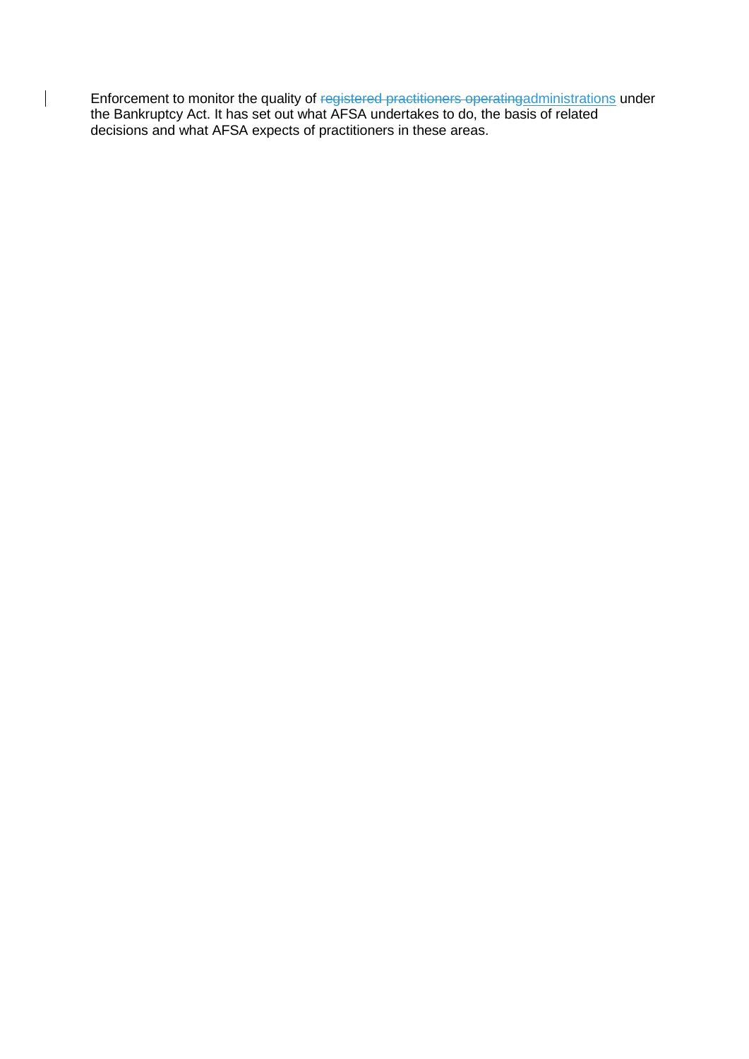Enforcement to monitor the quality of ~~registered practitioners operating~~administrations under the Bankruptcy Act. It has set out what AFSA undertakes to do, the basis of related decisions and what AFSA expects of practitioners in these areas.